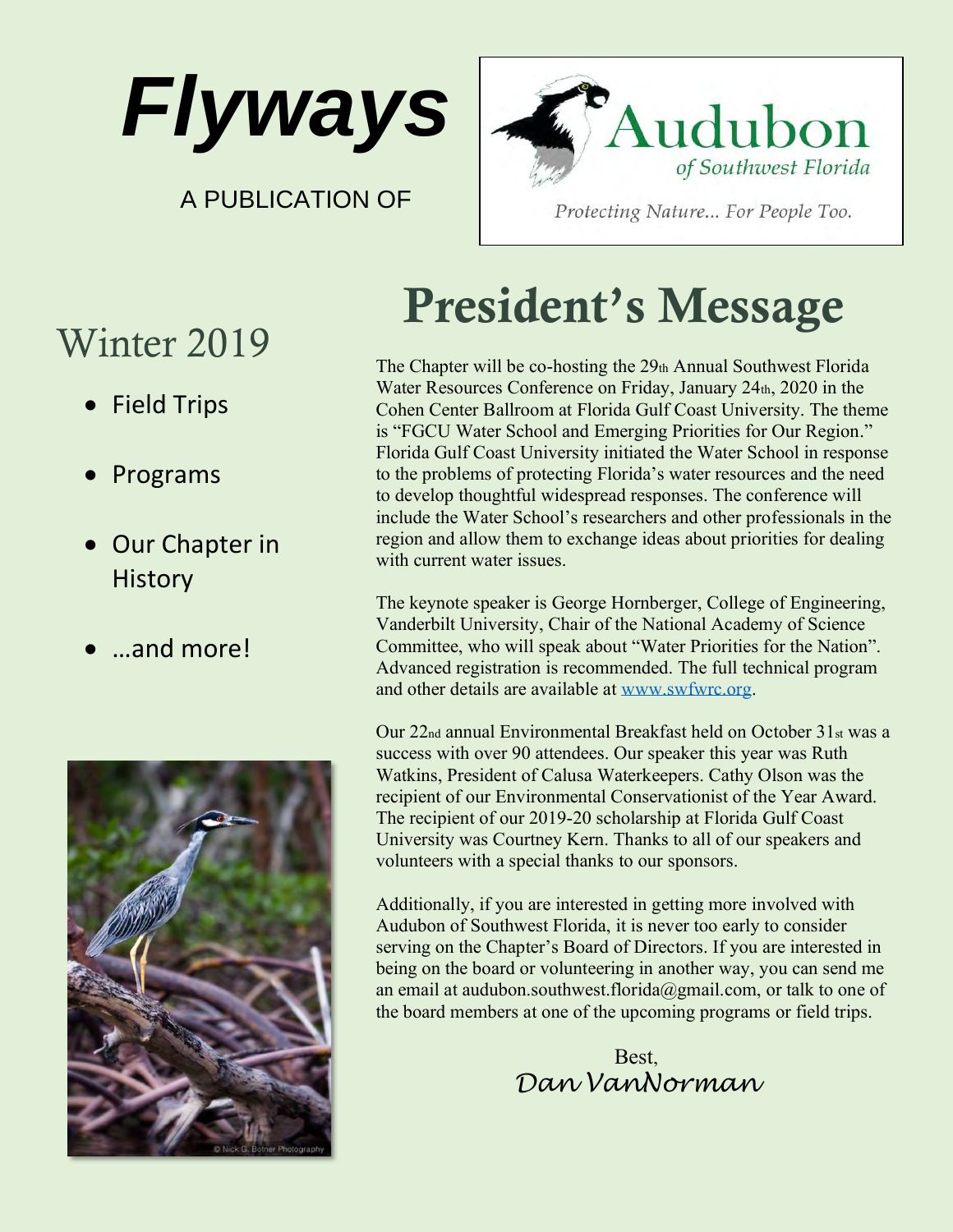# Flyways

A PUBLICATION OF

Audubon of Southwest Florida

*Protecting Nature... For People Too.*

## Winter 2019

- Field Trips
- Programs
- Our Chapter in History
- …and more!

© Nick G. Botner Photography

# President's Message

The Chapter will be co-hosting the 29th Annual Southwest Florida Water Resources Conference on Friday, January 24th, 2020 in the Cohen Center Ballroom at Florida Gulf Coast University. The theme is "FGCU Water School and Emerging Priorities for Our Region." Florida Gulf Coast University initiated the Water School in response to the problems of protecting Florida's water resources and the need to develop thoughtful widespread responses. The conference will include the Water School's researchers and other professionals in the region and allow them to exchange ideas about priorities for dealing with current water issues.

The keynote speaker is George Hornberger, College of Engineering, Vanderbilt University, Chair of the National Academy of Science Committee, who will speak about "Water Priorities for the Nation". Advanced registration is recommended. The full technical program and other details are available at www.swfwrc.org.

Our 22nd annual Environmental Breakfast held on October 31st was a success with over 90 attendees. Our speaker this year was Ruth Watkins, President of Calusa Waterkeepers. Cathy Olson was the recipient of our Environmental Conservationist of the Year Award. The recipient of our 2019-20 scholarship at Florida Gulf Coast University was Courtney Kern. Thanks to all of our speakers and volunteers with a special thanks to our sponsors.

Additionally, if you are interested in getting more involved with Audubon of Southwest Florida, it is never too early to consider serving on the Chapter's Board of Directors. If you are interested in being on the board or volunteering in another way, you can send me an email at audubon.southwest.florida@gmail.com, or talk to one of the board members at one of the upcoming programs or field trips.

Best,
*Dan VanNorman*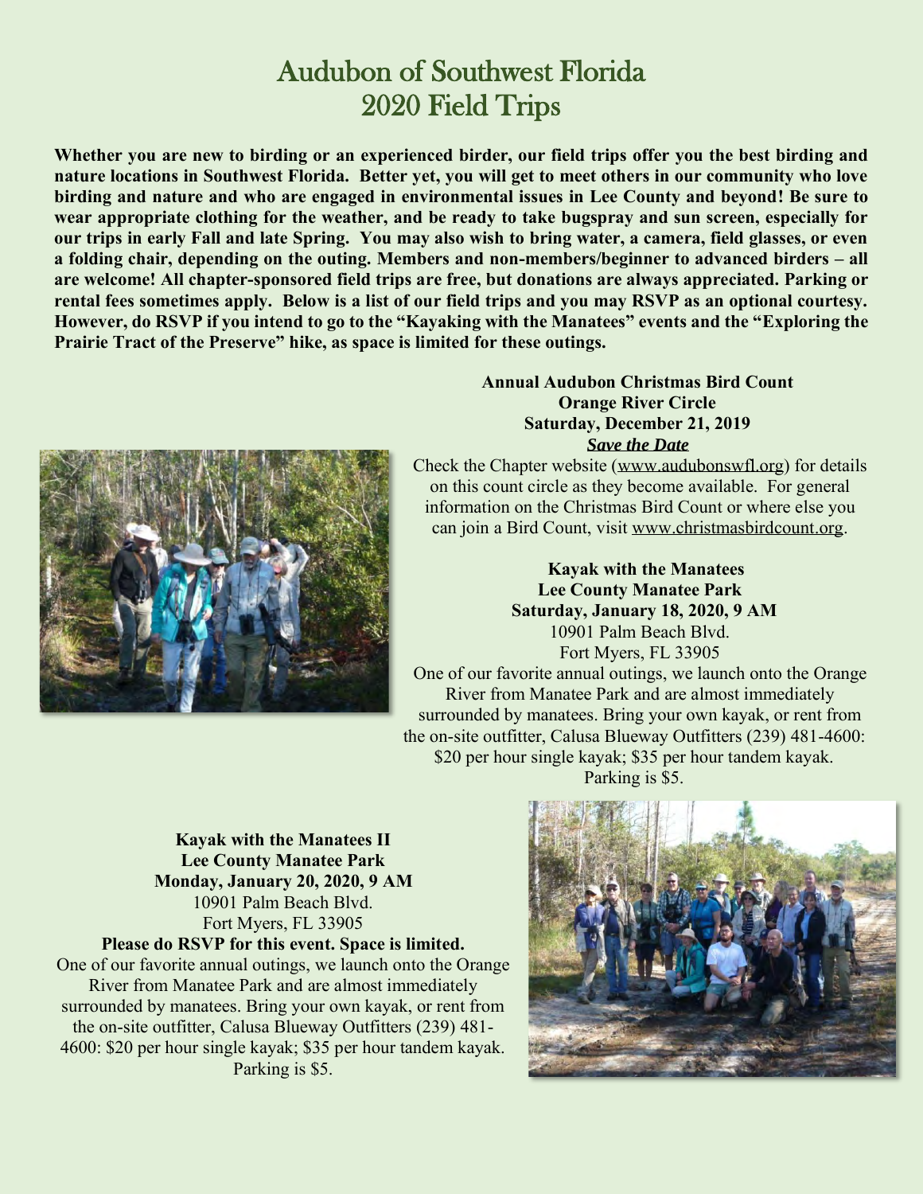# Audubon of Southwest Florida
# 2020 Field Trips

**Whether you are new to birding or an experienced birder, our field trips offer you the best birding and nature locations in Southwest Florida. Better yet, you will get to meet others in our community who love birding and nature and who are engaged in environmental issues in Lee County and beyond! Be sure to wear appropriate clothing for the weather, and be ready to take bugspray and sun screen, especially for our trips in early Fall and late Spring. You may also wish to bring water, a camera, field glasses, or even a folding chair, depending on the outing. Members and non-members/beginner to advanced birders – all are welcome! All chapter-sponsored field trips are free, but donations are always appreciated. Parking or rental fees sometimes apply. Below is a list of our field trips and you may RSVP as an optional courtesy. However, do RSVP if you intend to go to the "Kayaking with the Manatees" events and the "Exploring the Prairie Tract of the Preserve" hike, as space is limited for these outings.**

**Annual Audubon Christmas Bird Count**
**Orange River Circle**
**Saturday, December 21, 2019**
***Save the Date***

Check the Chapter website (www.audubonswfl.org) for details on this count circle as they become available. For general information on the Christmas Bird Count or where else you can join a Bird Count, visit www.christmasbirdcount.org.

**Kayak with the Manatees**
**Lee County Manatee Park**
**Saturday, January 18, 2020, 9 AM**
10901 Palm Beach Blvd.
Fort Myers, FL 33905

One of our favorite annual outings, we launch onto the Orange River from Manatee Park and are almost immediately surrounded by manatees. Bring your own kayak, or rent from the on-site outfitter, Calusa Blueway Outfitters (239) 481-4600: $20 per hour single kayak; $35 per hour tandem kayak. Parking is $5.

**Kayak with the Manatees II**
**Lee County Manatee Park**
**Monday, January 20, 2020, 9 AM**
10901 Palm Beach Blvd.
Fort Myers, FL 33905
**Please do RSVP for this event. Space is limited.**

One of our favorite annual outings, we launch onto the Orange River from Manatee Park and are almost immediately surrounded by manatees. Bring your own kayak, or rent from the on-site outfitter, Calusa Blueway Outfitters (239) 481-4600: $20 per hour single kayak; $35 per hour tandem kayak. Parking is $5.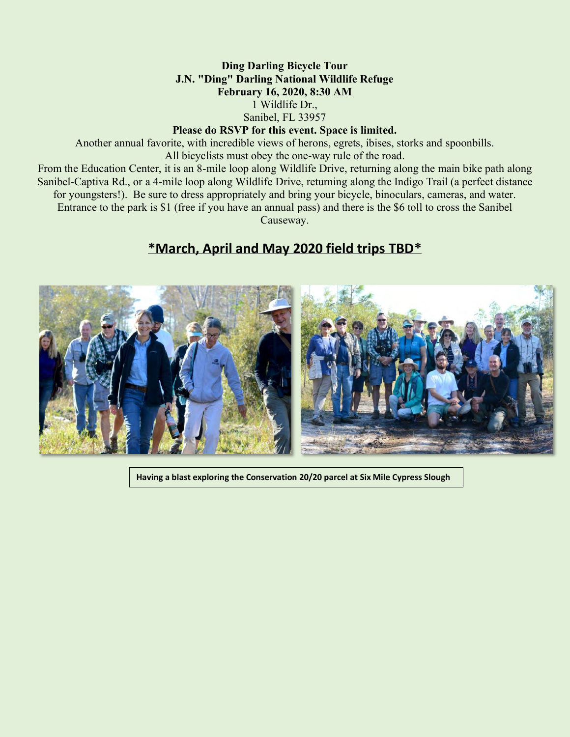**Ding Darling Bicycle Tour**
**J.N. "Ding" Darling National Wildlife Refuge**
**February 16, 2020, 8:30 AM**
1 Wildlife Dr.,
Sanibel, FL 33957
**Please do RSVP for this event. Space is limited.**

Another annual favorite, with incredible views of herons, egrets, ibises, storks and spoonbills. All bicyclists must obey the one-way rule of the road.

From the Education Center, it is an 8-mile loop along Wildlife Drive, returning along the main bike path along Sanibel-Captiva Rd., or a 4-mile loop along Wildlife Drive, returning along the Indigo Trail (a perfect distance for youngsters!). Be sure to dress appropriately and bring your bicycle, binoculars, cameras, and water. Entrance to the park is $1 (free if you have an annual pass) and there is the $6 toll to cross the Sanibel Causeway.

## **\*March, April and May 2020 field trips TBD\***

**Having a blast exploring the Conservation 20/20 parcel at Six Mile Cypress Slough**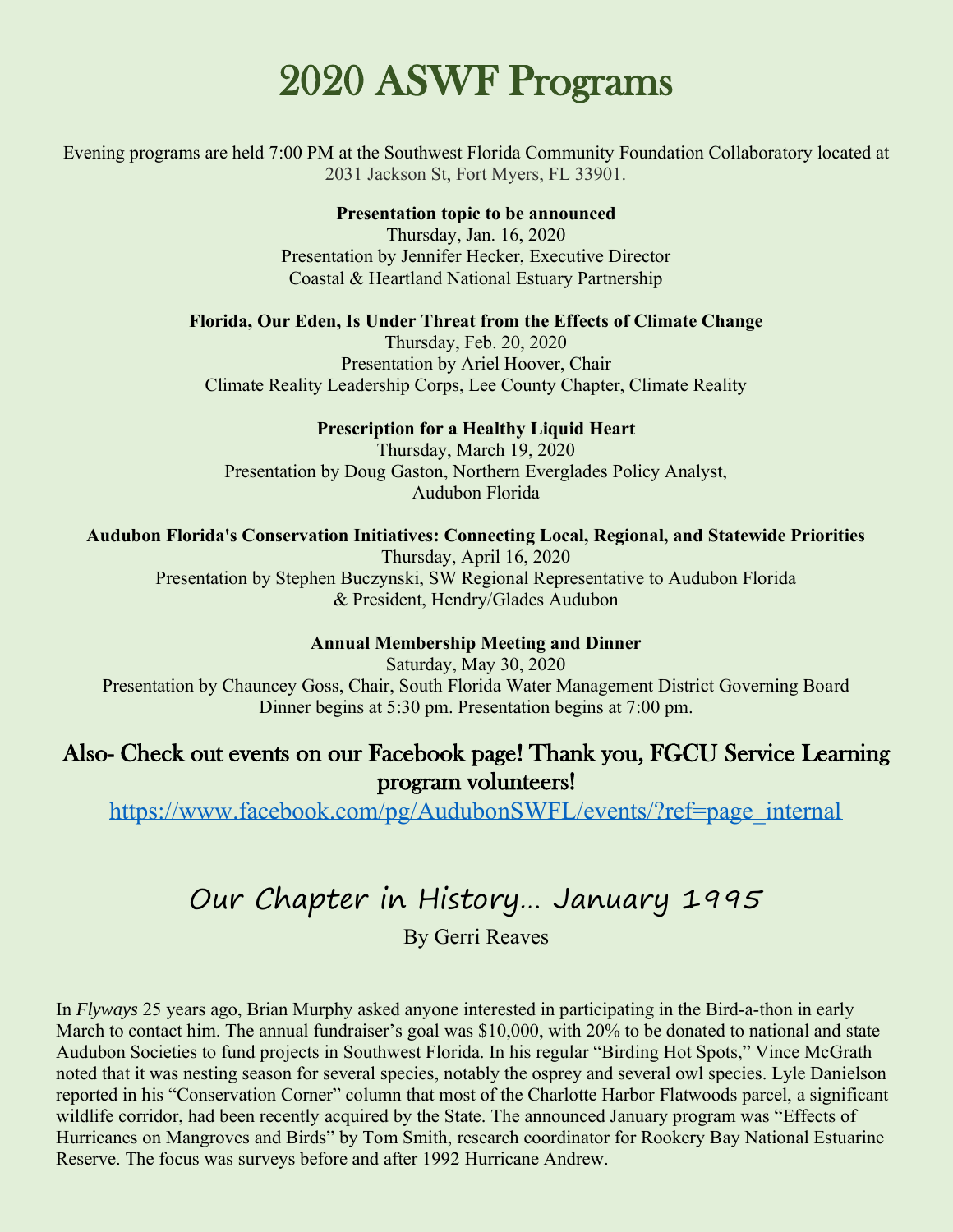# 2020 ASWF Programs

Evening programs are held 7:00 PM at the Southwest Florida Community Foundation Collaboratory located at 2031 Jackson St, Fort Myers, FL 33901.

**Presentation topic to be announced**
Thursday, Jan. 16, 2020
Presentation by Jennifer Hecker, Executive Director
Coastal & Heartland National Estuary Partnership

**Florida, Our Eden, Is Under Threat from the Effects of Climate Change**
Thursday, Feb. 20, 2020
Presentation by Ariel Hoover, Chair
Climate Reality Leadership Corps, Lee County Chapter, Climate Reality

**Prescription for a Healthy Liquid Heart**
Thursday, March 19, 2020
Presentation by Doug Gaston, Northern Everglades Policy Analyst,
Audubon Florida

**Audubon Florida's Conservation Initiatives: Connecting Local, Regional, and Statewide Priorities**
Thursday, April 16, 2020
Presentation by Stephen Buczynski, SW Regional Representative to Audubon Florida
& President, Hendry/Glades Audubon

**Annual Membership Meeting and Dinner**
Saturday, May 30, 2020
Presentation by Chauncey Goss, Chair, South Florida Water Management District Governing Board
Dinner begins at 5:30 pm. Presentation begins at 7:00 pm.

## Also- Check out events on our Facebook page! Thank you, FGCU Service Learning program volunteers!

https://www.facebook.com/pg/AudubonSWFL/events/?ref=page_internal

# Our Chapter in History… January 1995

By Gerri Reaves

In *Flyways* 25 years ago, Brian Murphy asked anyone interested in participating in the Bird-a-thon in early March to contact him. The annual fundraiser's goal was $10,000, with 20% to be donated to national and state Audubon Societies to fund projects in Southwest Florida. In his regular "Birding Hot Spots," Vince McGrath noted that it was nesting season for several species, notably the osprey and several owl species. Lyle Danielson reported in his "Conservation Corner" column that most of the Charlotte Harbor Flatwoods parcel, a significant wildlife corridor, had been recently acquired by the State. The announced January program was "Effects of Hurricanes on Mangroves and Birds" by Tom Smith, research coordinator for Rookery Bay National Estuarine Reserve. The focus was surveys before and after 1992 Hurricane Andrew.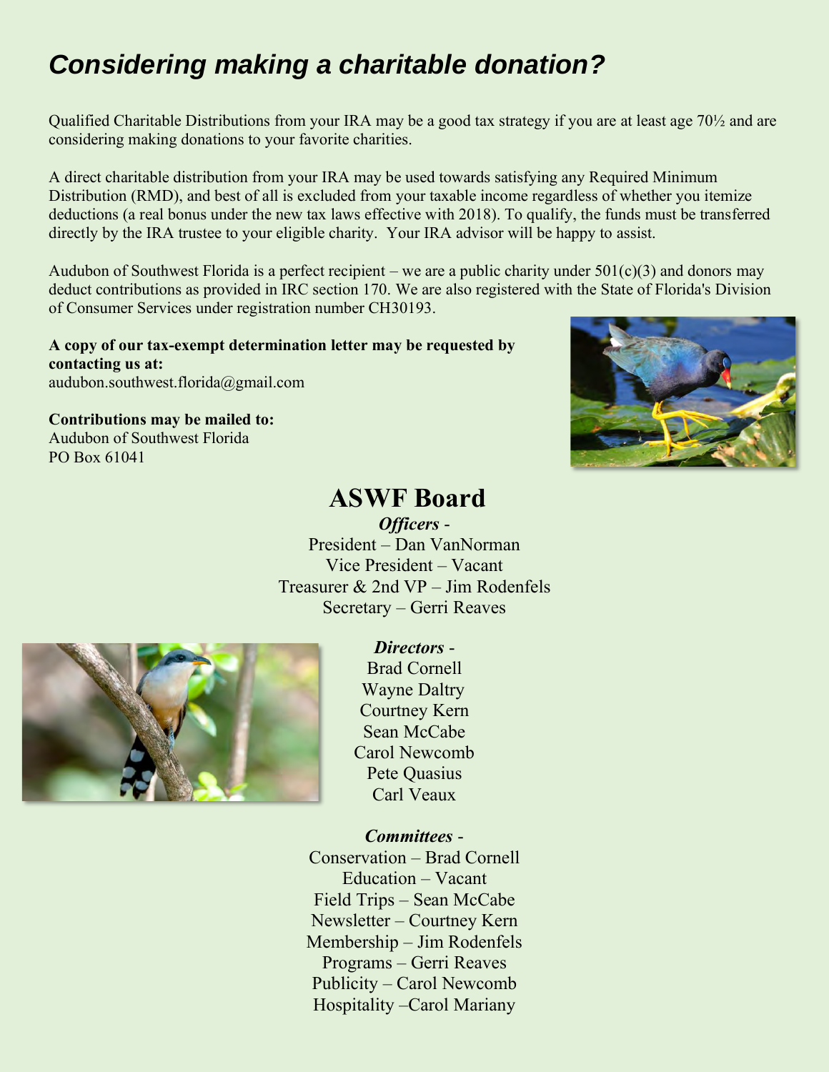# *Considering making a charitable donation?*

Qualified Charitable Distributions from your IRA may be a good tax strategy if you are at least age 70½ and are considering making donations to your favorite charities.

A direct charitable distribution from your IRA may be used towards satisfying any Required Minimum Distribution (RMD), and best of all is excluded from your taxable income regardless of whether you itemize deductions (a real bonus under the new tax laws effective with 2018). To qualify, the funds must be transferred directly by the IRA trustee to your eligible charity. Your IRA advisor will be happy to assist.

Audubon of Southwest Florida is a perfect recipient – we are a public charity under 501(c)(3) and donors may deduct contributions as provided in IRC section 170. We are also registered with the State of Florida's Division of Consumer Services under registration number CH30193.

**A copy of our tax-exempt determination letter may be requested by contacting us at:**
audubon.southwest.florida@gmail.com

**Contributions may be mailed to:**
Audubon of Southwest Florida
PO Box 61041

# ASWF Board

***Officers*** -
President – Dan VanNorman
Vice President – Vacant
Treasurer & 2nd VP – Jim Rodenfels
Secretary – Gerri Reaves

***Directors*** -
Brad Cornell
Wayne Daltry
Courtney Kern
Sean McCabe
Carol Newcomb
Pete Quasius
Carl Veaux

***Committees*** -
Conservation – Brad Cornell
Education – Vacant
Field Trips – Sean McCabe
Newsletter – Courtney Kern
Membership – Jim Rodenfels
Programs – Gerri Reaves
Publicity – Carol Newcomb
Hospitality –Carol Mariany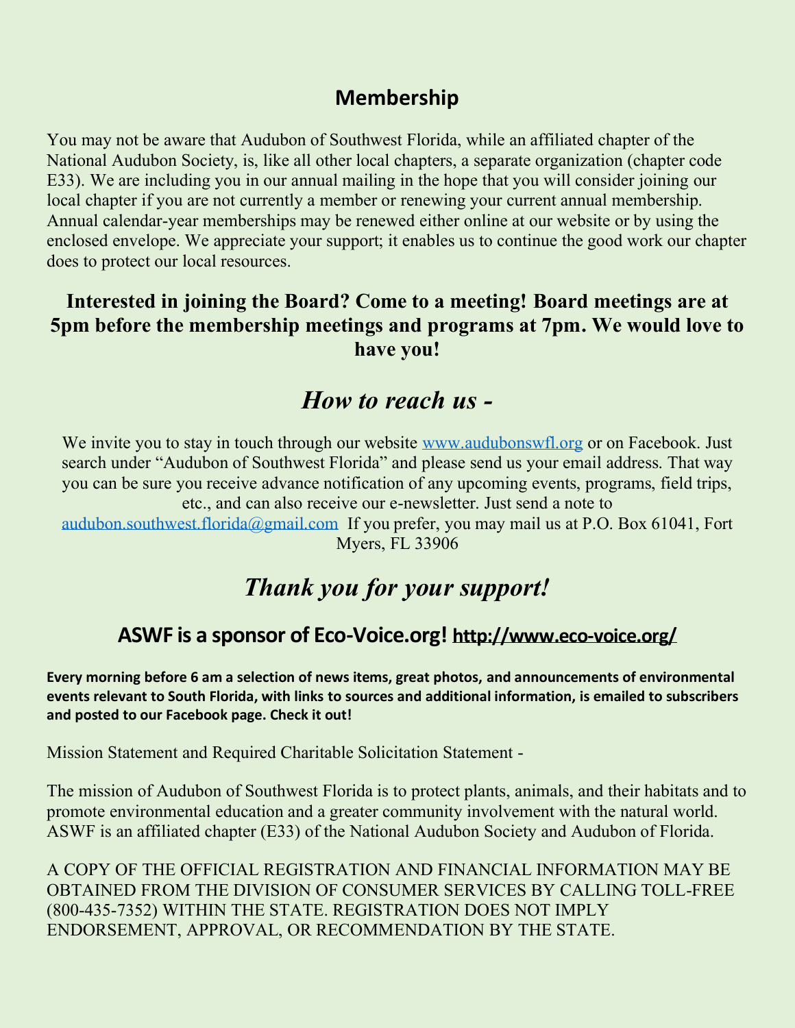## Membership

You may not be aware that Audubon of Southwest Florida, while an affiliated chapter of the National Audubon Society, is, like all other local chapters, a separate organization (chapter code E33). We are including you in our annual mailing in the hope that you will consider joining our local chapter if you are not currently a member or renewing your current annual membership. Annual calendar-year memberships may be renewed either online at our website or by using the enclosed envelope. We appreciate your support; it enables us to continue the good work our chapter does to protect our local resources.

**Interested in joining the Board? Come to a meeting! Board meetings are at 5pm before the membership meetings and programs at 7pm. We would love to have you!**

## *How to reach us -*

We invite you to stay in touch through our website [www.audubonswfl.org](http://www.audubonswfl.org) or on Facebook. Just search under "Audubon of Southwest Florida" and please send us your email address. That way you can be sure you receive advance notification of any upcoming events, programs, field trips, etc., and can also receive our e-newsletter. Just send a note to [audubon.southwest.florida@gmail.com](mailto:audubon.southwest.florida@gmail.com) If you prefer, you may mail us at P.O. Box 61041, Fort Myers, FL 33906

## *Thank you for your support!*

### ASWF is a sponsor of Eco-Voice.org! [http://www.eco-voice.org/](http://www.eco-voice.org/)

**Every morning before 6 am a selection of news items, great photos, and announcements of environmental events relevant to South Florida, with links to sources and additional information, is emailed to subscribers and posted to our Facebook page. Check it out!**

Mission Statement and Required Charitable Solicitation Statement -

The mission of Audubon of Southwest Florida is to protect plants, animals, and their habitats and to promote environmental education and a greater community involvement with the natural world. ASWF is an affiliated chapter (E33) of the National Audubon Society and Audubon of Florida.

A COPY OF THE OFFICIAL REGISTRATION AND FINANCIAL INFORMATION MAY BE OBTAINED FROM THE DIVISION OF CONSUMER SERVICES BY CALLING TOLL-FREE (800-435-7352) WITHIN THE STATE. REGISTRATION DOES NOT IMPLY ENDORSEMENT, APPROVAL, OR RECOMMENDATION BY THE STATE.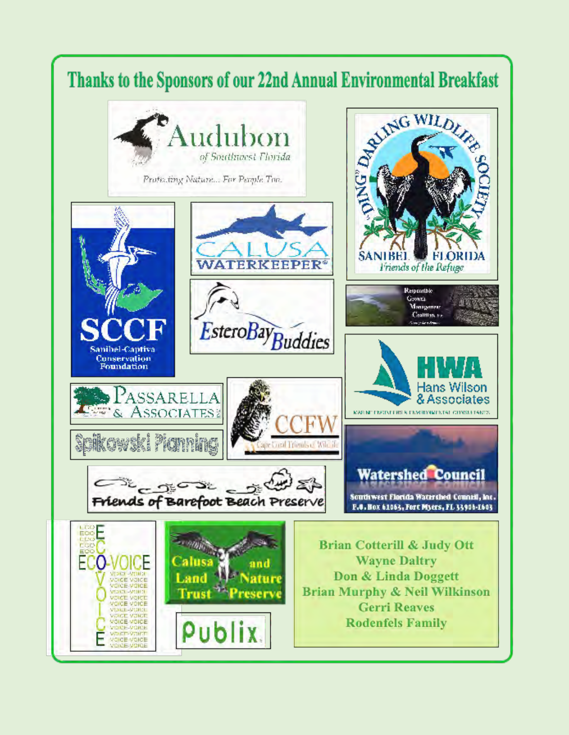# Thanks to the Sponsors of our 22nd Annual Environmental Breakfast

Audubon of Southwest Florida
*Protecting Nature... For People Too.*

"Ding" Darling Wildlife Society
Sanibel Florida
*Friends of the Refuge*

SCCF
Sanibel-Captiva Conservation Foundation

Calusa Waterkeeper®

Estero Bay Buddies

Responsible Growth Management Coalition, Inc.

HWA
Hans Wilson & Associates
Marine Engineers & Environmental Consultants

Passarella & Associates

CCFW
Cape Coral Friends of Wildlife

Spikowski Planning

Watershed Council
Southwest Florida Watershed Council, Inc.
P.O. Box 61063, Fort Myers, FL 33906-1603

Friends of Barefoot Beach Preserve

Eco-Voice

Calusa Land Trust and Nature Preserve

Publix

**Brian Cotterill & Judy Ott**
**Wayne Daltry**
**Don & Linda Doggett**
**Brian Murphy & Neil Wilkinson**
**Gerri Reaves**
**Rodenfels Family**